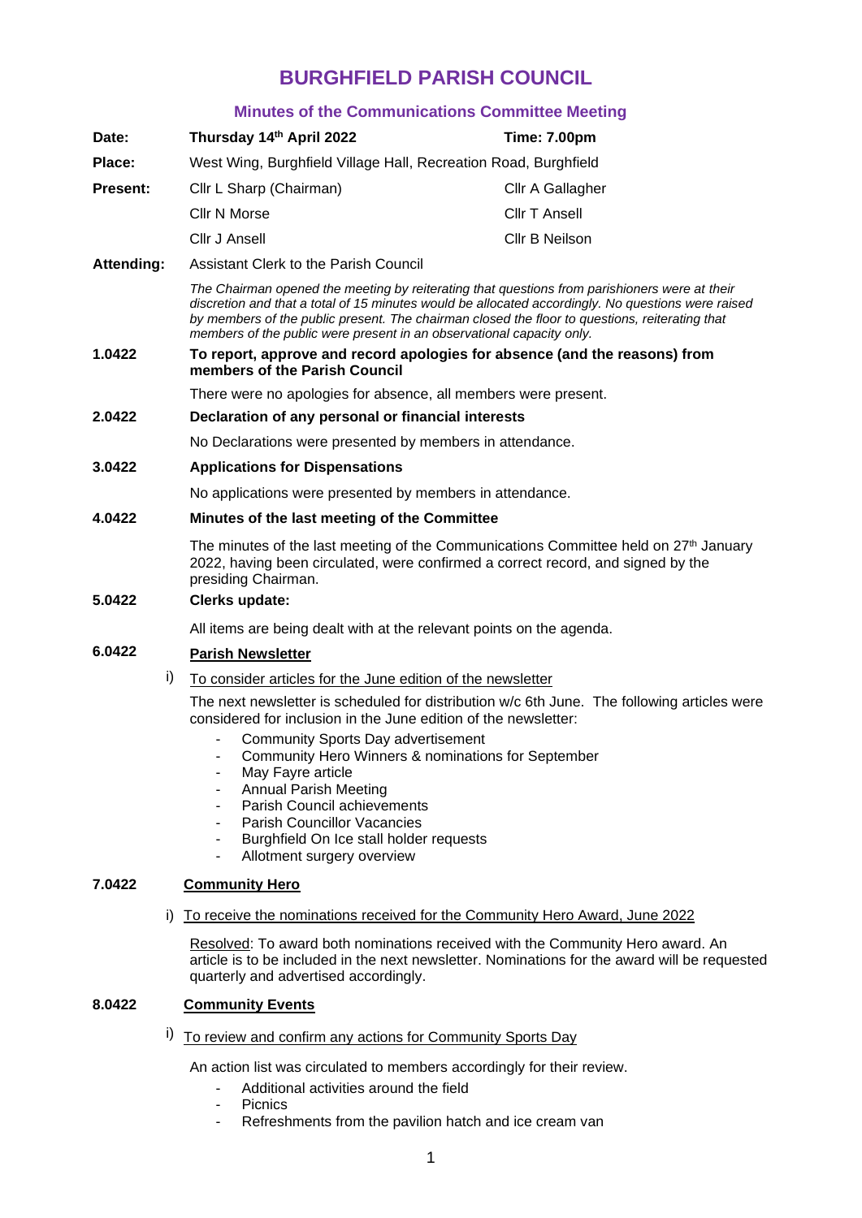# BURGHFIELD PARISH COUNCIL

## Minutes of the Communications Committee Meeting

| | | |
|---|---|---|
| **Date:** | **Thursday 14th April 2022** | **Time: 7.00pm** |
| **Place:** | West Wing, Burghfield Village Hall, Recreation Road, Burghfield | |
| **Present:** | Cllr L Sharp (Chairman) | Cllr A Gallagher |
| | Cllr N Morse | Cllr T Ansell |
| | Cllr J Ansell | Cllr B Neilson |
| **Attending:** | Assistant Clerk to the Parish Council | |

*The Chairman opened the meeting by reiterating that questions from parishioners were at their discretion and that a total of 15 minutes would be allocated accordingly. No questions were raised by members of the public present. The chairman closed the floor to questions, reiterating that members of the public were present in an observational capacity only.*

**1.0422 To report, approve and record apologies for absence (and the reasons) from members of the Parish Council**

There were no apologies for absence, all members were present.

**2.0422 Declaration of any personal or financial interests**

No Declarations were presented by members in attendance.

**3.0422 Applications for Dispensations**

No applications were presented by members in attendance.

**4.0422 Minutes of the last meeting of the Committee**

The minutes of the last meeting of the Communications Committee held on 27th January 2022, having been circulated, were confirmed a correct record, and signed by the presiding Chairman.

**5.0422 Clerks update:**

All items are being dealt with at the relevant points on the agenda.

**6.0422 Parish Newsletter**

i) To consider articles for the June edition of the newsletter

The next newsletter is scheduled for distribution w/c 6th June. The following articles were considered for inclusion in the June edition of the newsletter:

- Community Sports Day advertisement
- Community Hero Winners & nominations for September
- May Fayre article
- Annual Parish Meeting
- Parish Council achievements
- Parish Councillor Vacancies
- Burghfield On Ice stall holder requests
- Allotment surgery overview

**7.0422 Community Hero**

i) To receive the nominations received for the Community Hero Award, June 2022

Resolved: To award both nominations received with the Community Hero award. An article is to be included in the next newsletter. Nominations for the award will be requested quarterly and advertised accordingly.

**8.0422 Community Events**

i) To review and confirm any actions for Community Sports Day

An action list was circulated to members accordingly for their review.

- Additional activities around the field
- Picnics
- Refreshments from the pavilion hatch and ice cream van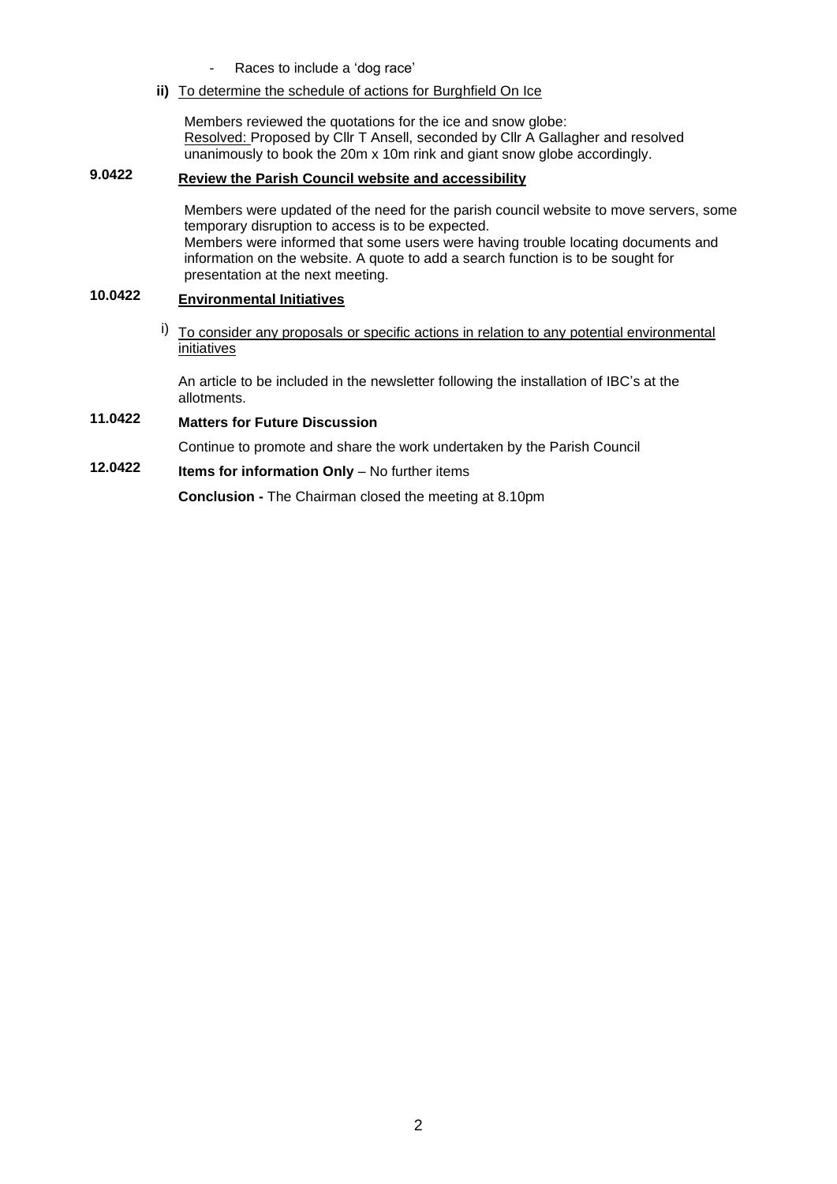- Races to include a 'dog race'

**ii)** To determine the schedule of actions for Burghfield On Ice

Members reviewed the quotations for the ice and snow globe:
Resolved: Proposed by Cllr T Ansell, seconded by Cllr A Gallagher and resolved unanimously to book the 20m x 10m rink and giant snow globe accordingly.

**9.0422 Review the Parish Council website and accessibility**

Members were updated of the need for the parish council website to move servers, some temporary disruption to access is to be expected.
Members were informed that some users were having trouble locating documents and information on the website. A quote to add a search function is to be sought for presentation at the next meeting.

**10.0422 Environmental Initiatives**

i) To consider any proposals or specific actions in relation to any potential environmental initiatives

An article to be included in the newsletter following the installation of IBC's at the allotments.

**11.0422 Matters for Future Discussion**

Continue to promote and share the work undertaken by the Parish Council

**12.0422 Items for information Only** – No further items

**Conclusion -** The Chairman closed the meeting at 8.10pm